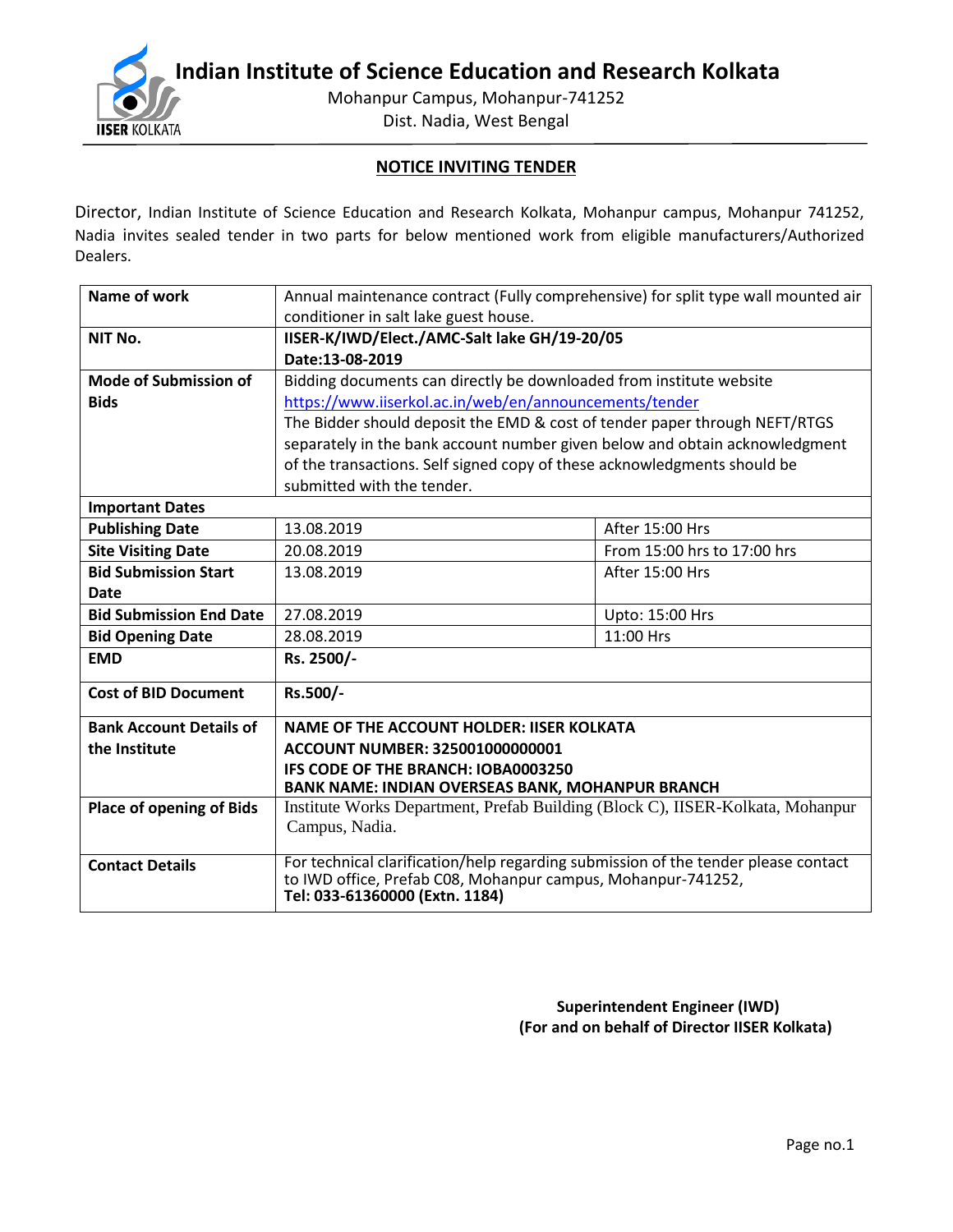# Indian Institute of Science Education and Research Kolkata

Mohanpur Campus, Mohanpur-741252
Dist. Nadia, West Bengal

## NOTICE INVITING TENDER

Director, Indian Institute of Science Education and Research Kolkata, Mohanpur campus, Mohanpur 741252, Nadia invites sealed tender in two parts for below mentioned work from eligible manufacturers/Authorized Dealers.

| | | |
|---|---|---|
| **Name of work** | Annual maintenance contract (Fully comprehensive) for split type wall mounted air conditioner in salt lake guest house. | |
| **NIT No.** | **IISER-K/IWD/Elect./AMC-Salt lake GH/19-20/05 Date:13-08-2019** | |
| **Mode of Submission of Bids** | Bidding documents can directly be downloaded from institute website https://www.iiserkol.ac.in/web/en/announcements/tender The Bidder should deposit the EMD & cost of tender paper through NEFT/RTGS separately in the bank account number given below and obtain acknowledgment of the transactions. Self signed copy of these acknowledgments should be submitted with the tender. | |
| **Important Dates** | | |
| **Publishing Date** | 13.08.2019 | After 15:00 Hrs |
| **Site Visiting Date** | 20.08.2019 | From 15:00 hrs to 17:00 hrs |
| **Bid Submission Start Date** | 13.08.2019 | After 15:00 Hrs |
| **Bid Submission End Date** | 27.08.2019 | Upto: 15:00 Hrs |
| **Bid Opening Date** | 28.08.2019 | 11:00 Hrs |
| **EMD** | **Rs. 2500/-** | |
| **Cost of BID Document** | **Rs.500/-** | |
| **Bank Account Details of the Institute** | **NAME OF THE ACCOUNT HOLDER: IISER KOLKATA**<br>**ACCOUNT NUMBER: 325001000000001**<br>**IFS CODE OF THE BRANCH: IOBA0003250**<br>**BANK NAME: INDIAN OVERSEAS BANK, MOHANPUR BRANCH** | |
| **Place of opening of Bids** | Institute Works Department, Prefab Building (Block C), IISER-Kolkata, Mohanpur Campus, Nadia. | |
| **Contact Details** | For technical clarification/help regarding submission of the tender please contact to IWD office, Prefab C08, Mohanpur campus, Mohanpur-741252, **Tel: 033-61360000 (Extn. 1184)** | |

**Superintendent Engineer (IWD)**
**(For and on behalf of Director IISER Kolkata)**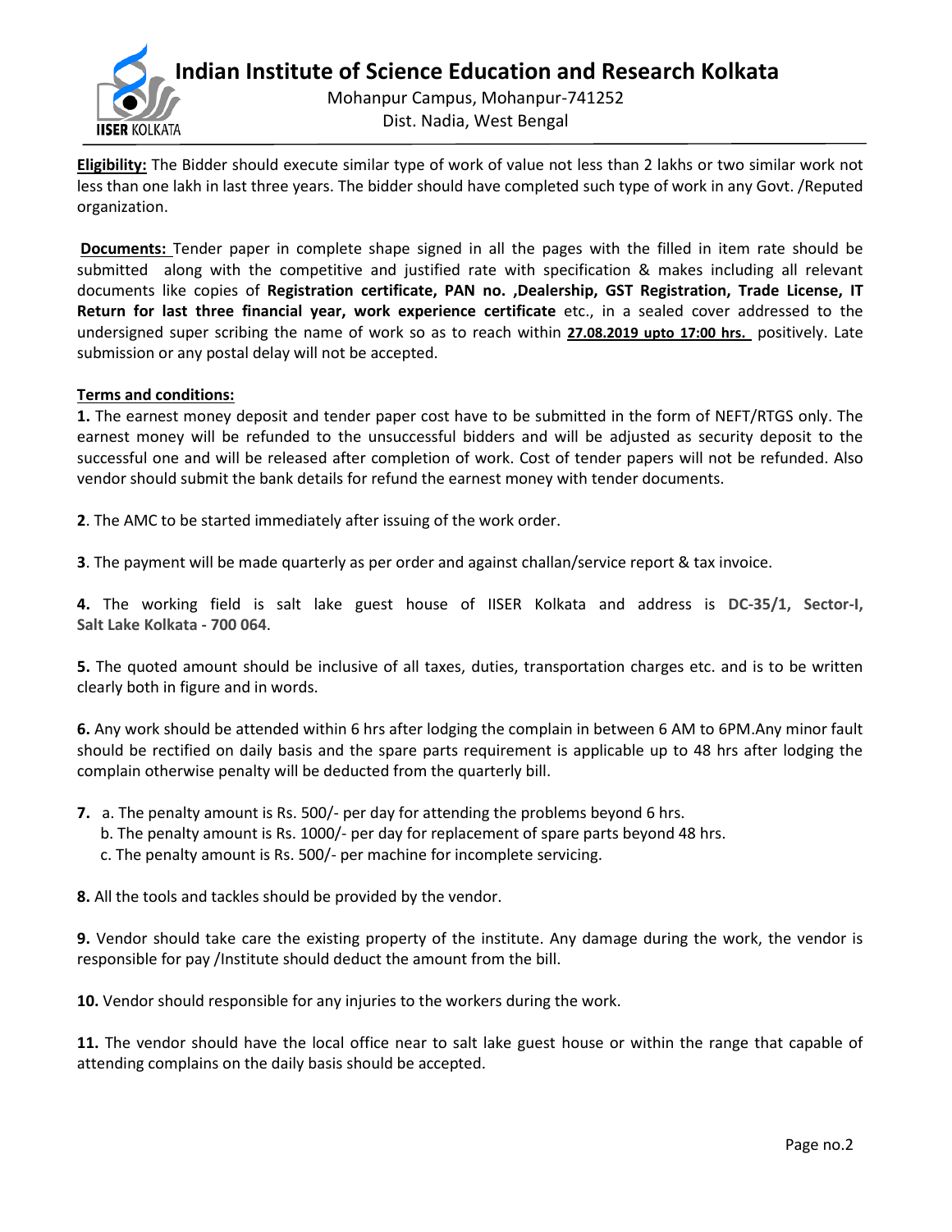**Eligibility:** The Bidder should execute similar type of work of value not less than 2 lakhs or two similar work not less than one lakh in last three years. The bidder should have completed such type of work in any Govt. /Reputed organization.

**Documents:** Tender paper in complete shape signed in all the pages with the filled in item rate should be submitted along with the competitive and justified rate with specification & makes including all relevant documents like copies of **Registration certificate, PAN no. ,Dealership, GST Registration, Trade License, IT Return for last three financial year, work experience certificate** etc., in a sealed cover addressed to the undersigned super scribing the name of work so as to reach within **27.08.2019 upto 17:00 hrs.** positively. Late submission or any postal delay will not be accepted.

**Terms and conditions:**

**1.** The earnest money deposit and tender paper cost have to be submitted in the form of NEFT/RTGS only. The earnest money will be refunded to the unsuccessful bidders and will be adjusted as security deposit to the successful one and will be released after completion of work. Cost of tender papers will not be refunded. Also vendor should submit the bank details for refund the earnest money with tender documents.

**2**. The AMC to be started immediately after issuing of the work order.

**3**. The payment will be made quarterly as per order and against challan/service report & tax invoice.

**4.** The working field is salt lake guest house of IISER Kolkata and address is **DC-35/1, Sector-I, Salt Lake Kolkata - 700 064**.

**5.** The quoted amount should be inclusive of all taxes, duties, transportation charges etc. and is to be written clearly both in figure and in words.

**6.** Any work should be attended within 6 hrs after lodging the complain in between 6 AM to 6PM.Any minor fault should be rectified on daily basis and the spare parts requirement is applicable up to 48 hrs after lodging the complain otherwise penalty will be deducted from the quarterly bill.

**7.** a. The penalty amount is Rs. 500/- per day for attending the problems beyond 6 hrs.
   b. The penalty amount is Rs. 1000/- per day for replacement of spare parts beyond 48 hrs.
   c. The penalty amount is Rs. 500/- per machine for incomplete servicing.

**8.** All the tools and tackles should be provided by the vendor.

**9.** Vendor should take care the existing property of the institute. Any damage during the work, the vendor is responsible for pay /Institute should deduct the amount from the bill.

**10.** Vendor should responsible for any injuries to the workers during the work.

**11.** The vendor should have the local office near to salt lake guest house or within the range that capable of attending complains on the daily basis should be accepted.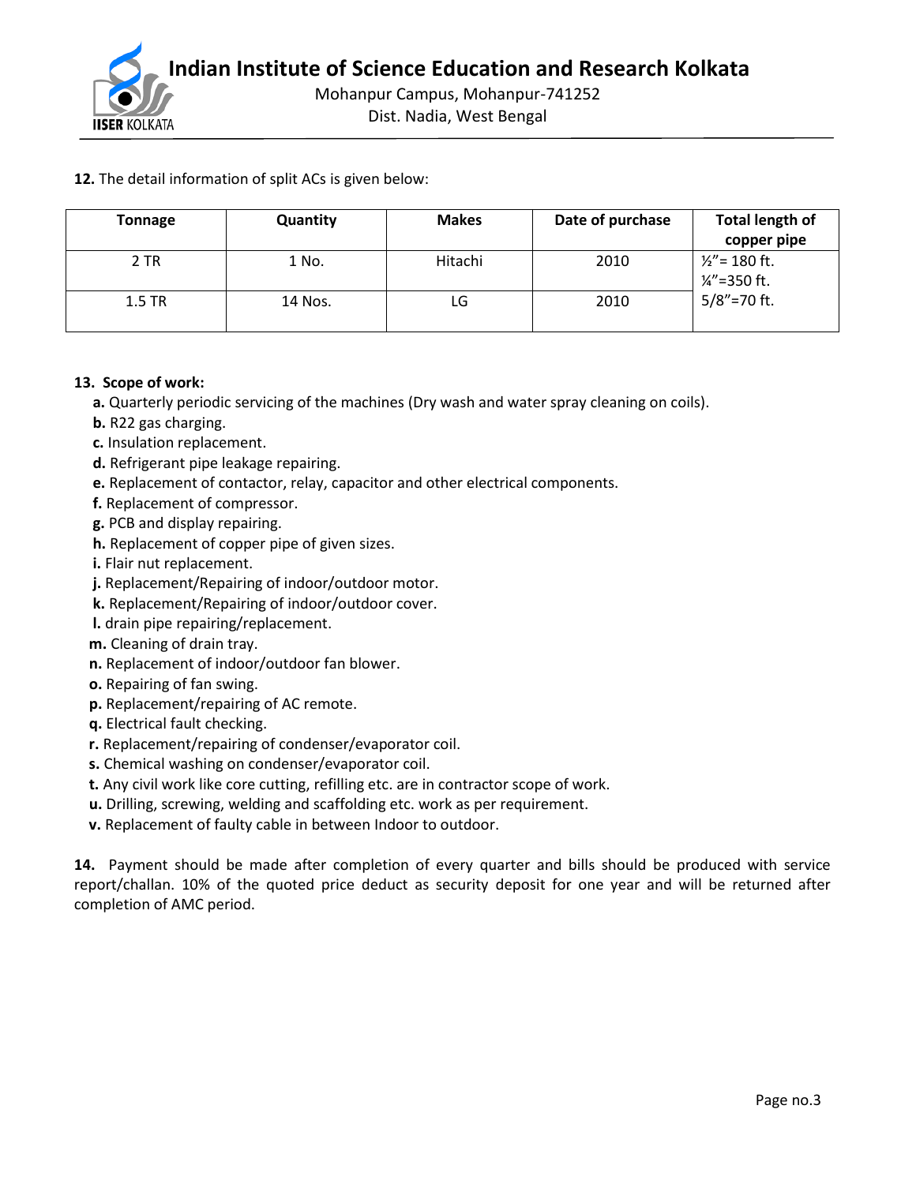**12.** The detail information of split ACs is given below:

| Tonnage | Quantity | Makes | Date of purchase | Total length of copper pipe |
|---|---|---|---|---|
| 2 TR | 1 No. | Hitachi | 2010 | ½"= 180 ft.<br>¼"=350 ft.<br>5/8"=70 ft. |
| 1.5 TR | 14 Nos. | LG | 2010 | |

**13. Scope of work:**

**a.** Quarterly periodic servicing of the machines (Dry wash and water spray cleaning on coils).
**b.** R22 gas charging.
**c.** Insulation replacement.
**d.** Refrigerant pipe leakage repairing.
**e.** Replacement of contactor, relay, capacitor and other electrical components.
**f.** Replacement of compressor.
**g.** PCB and display repairing.
**h.** Replacement of copper pipe of given sizes.
**i.** Flair nut replacement.
**j.** Replacement/Repairing of indoor/outdoor motor.
**k.** Replacement/Repairing of indoor/outdoor cover.
**l.** drain pipe repairing/replacement.
**m.** Cleaning of drain tray.
**n.** Replacement of indoor/outdoor fan blower.
**o.** Repairing of fan swing.
**p.** Replacement/repairing of AC remote.
**q.** Electrical fault checking.
**r.** Replacement/repairing of condenser/evaporator coil.
**s.** Chemical washing on condenser/evaporator coil.
**t.** Any civil work like core cutting, refilling etc. are in contractor scope of work.
**u.** Drilling, screwing, welding and scaffolding etc. work as per requirement.
**v.** Replacement of faulty cable in between Indoor to outdoor.

**14.** Payment should be made after completion of every quarter and bills should be produced with service report/challan. 10% of the quoted price deduct as security deposit for one year and will be returned after completion of AMC period.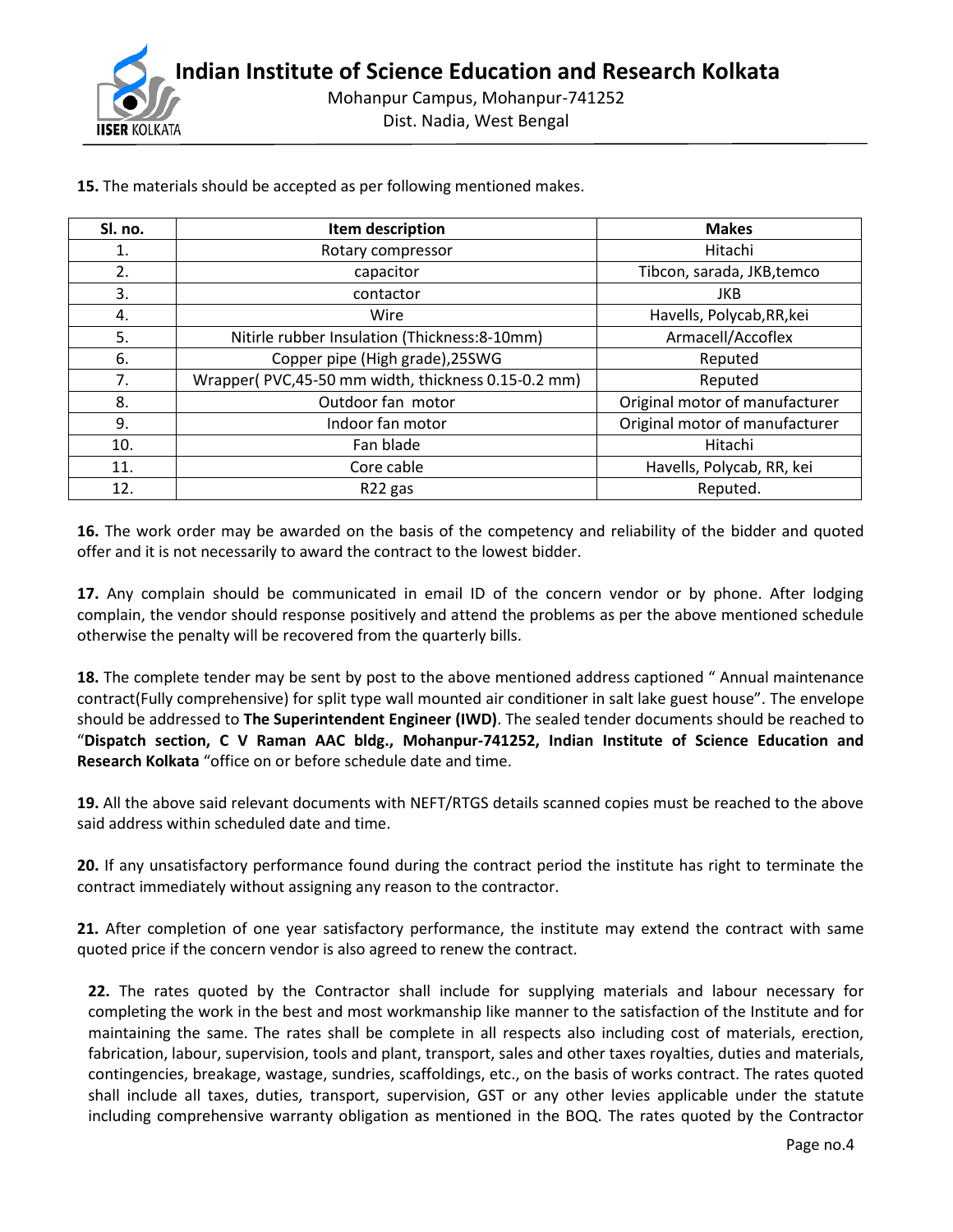**15.** The materials should be accepted as per following mentioned makes.

| Sl. no. | Item description | Makes |
|---|---|---|
| 1. | Rotary compressor | Hitachi |
| 2. | capacitor | Tibcon, sarada, JKB,temco |
| 3. | contactor | JKB |
| 4. | Wire | Havells, Polycab,RR,kei |
| 5. | Nitirle rubber Insulation (Thickness:8-10mm) | Armacell/Accoflex |
| 6. | Copper pipe (High grade),25SWG | Reputed |
| 7. | Wrapper( PVC,45-50 mm width, thickness 0.15-0.2 mm) | Reputed |
| 8. | Outdoor fan motor | Original motor of manufacturer |
| 9. | Indoor fan motor | Original motor of manufacturer |
| 10. | Fan blade | Hitachi |
| 11. | Core cable | Havells, Polycab, RR, kei |
| 12. | R22 gas | Reputed. |

**16.** The work order may be awarded on the basis of the competency and reliability of the bidder and quoted offer and it is not necessarily to award the contract to the lowest bidder.

**17.** Any complain should be communicated in email ID of the concern vendor or by phone. After lodging complain, the vendor should response positively and attend the problems as per the above mentioned schedule otherwise the penalty will be recovered from the quarterly bills.

**18.** The complete tender may be sent by post to the above mentioned address captioned " Annual maintenance contract(Fully comprehensive) for split type wall mounted air conditioner in salt lake guest house". The envelope should be addressed to **The Superintendent Engineer (IWD)**. The sealed tender documents should be reached to "**Dispatch section, C V Raman AAC bldg., Mohanpur-741252, Indian Institute of Science Education and Research Kolkata** "office on or before schedule date and time.

**19.** All the above said relevant documents with NEFT/RTGS details scanned copies must be reached to the above said address within scheduled date and time.

**20.** If any unsatisfactory performance found during the contract period the institute has right to terminate the contract immediately without assigning any reason to the contractor.

**21.** After completion of one year satisfactory performance, the institute may extend the contract with same quoted price if the concern vendor is also agreed to renew the contract.

**22.** The rates quoted by the Contractor shall include for supplying materials and labour necessary for completing the work in the best and most workmanship like manner to the satisfaction of the Institute and for maintaining the same. The rates shall be complete in all respects also including cost of materials, erection, fabrication, labour, supervision, tools and plant, transport, sales and other taxes royalties, duties and materials, contingencies, breakage, wastage, sundries, scaffoldings, etc., on the basis of works contract. The rates quoted shall include all taxes, duties, transport, supervision, GST or any other levies applicable under the statute including comprehensive warranty obligation as mentioned in the BOQ. The rates quoted by the Contractor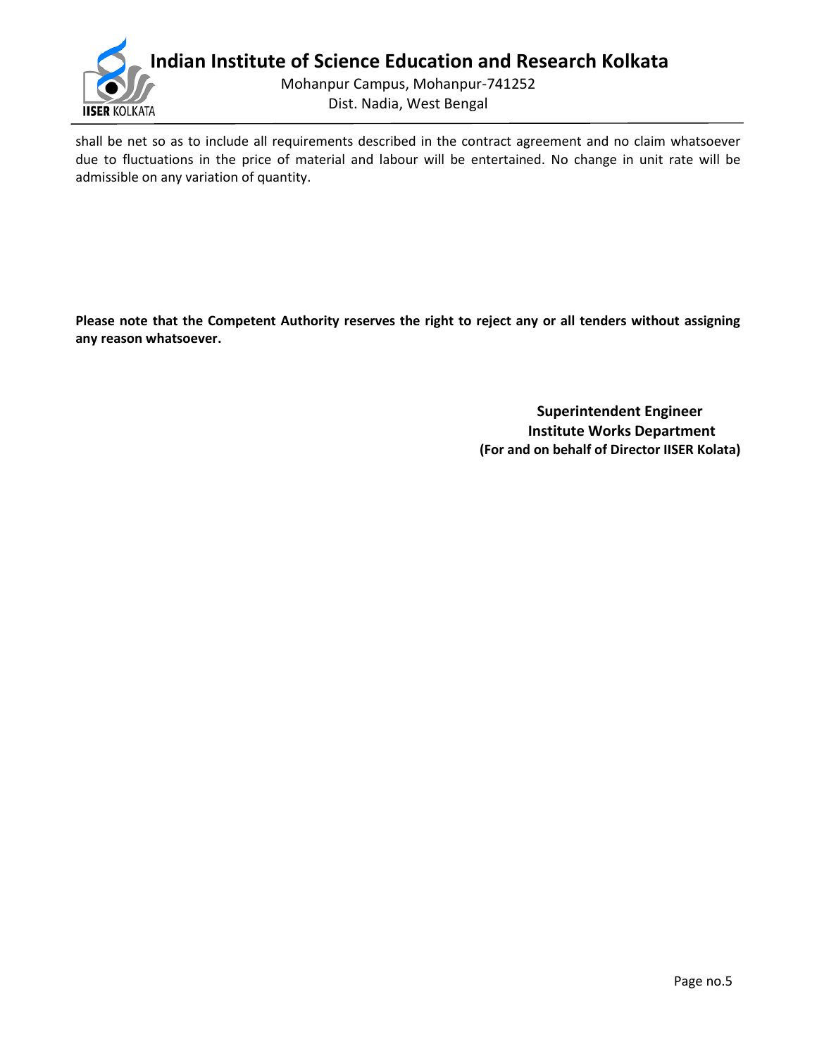shall be net so as to include all requirements described in the contract agreement and no claim whatsoever due to fluctuations in the price of material and labour will be entertained. No change in unit rate will be admissible on any variation of quantity.

**Please note that the Competent Authority reserves the right to reject any or all tenders without assigning any reason whatsoever.**

**Superintendent Engineer**
**Institute Works Department**
**(For and on behalf of Director IISER Kolata)**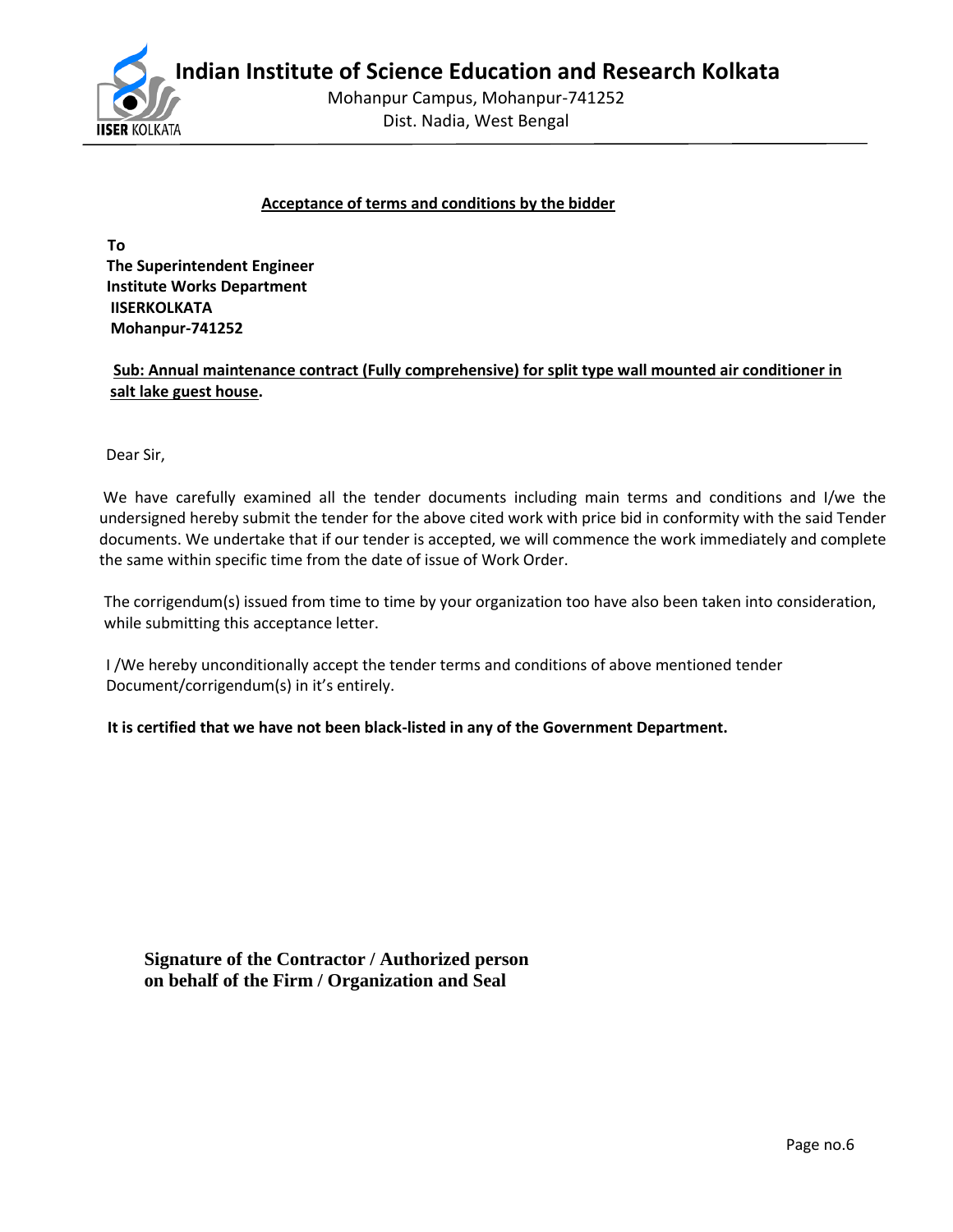Indian Institute of Science Education and Research Kolkata
Mohanpur Campus, Mohanpur-741252
Dist. Nadia, West Bengal

**Acceptance of terms and conditions by the bidder**

**To**
**The Superintendent Engineer**
**Institute Works Department**
**IISERKOLKATA**
**Mohanpur-741252**

**Sub: Annual maintenance contract (Fully comprehensive) for split type wall mounted air conditioner in salt lake guest house.**

Dear Sir,

We have carefully examined all the tender documents including main terms and conditions and I/we the undersigned hereby submit the tender for the above cited work with price bid in conformity with the said Tender documents. We undertake that if our tender is accepted, we will commence the work immediately and complete the same within specific time from the date of issue of Work Order.

The corrigendum(s) issued from time to time by your organization too have also been taken into consideration, while submitting this acceptance letter.

I /We hereby unconditionally accept the tender terms and conditions of above mentioned tender Document/corrigendum(s) in it's entirely.

**It is certified that we have not been black-listed in any of the Government Department.**

**Signature of the Contractor / Authorized person on behalf of the Firm / Organization and Seal**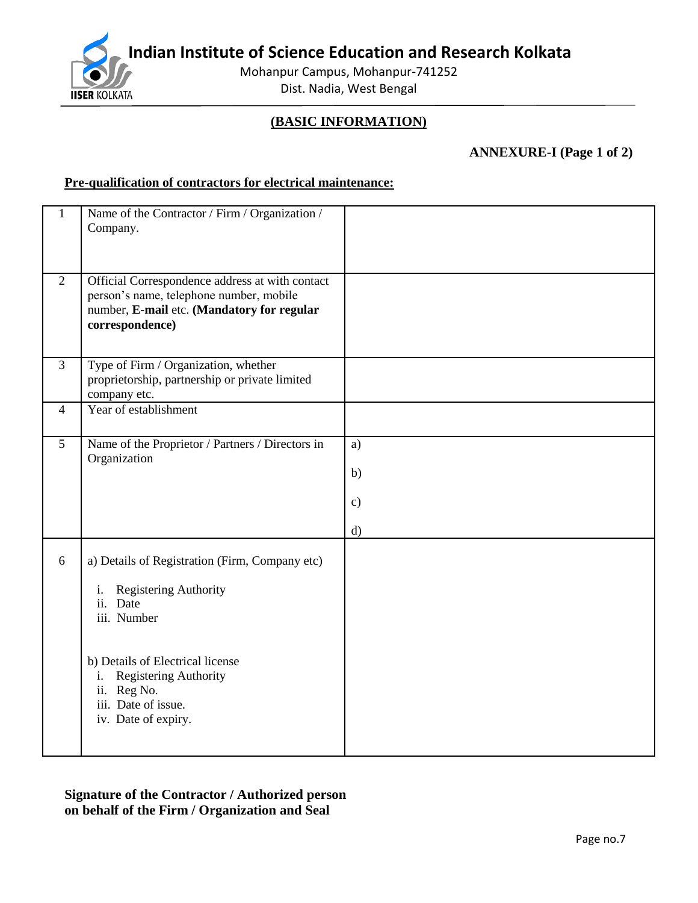# Indian Institute of Science Education and Research Kolkata

Mohanpur Campus, Mohanpur-741252
Dist. Nadia, West Bengal

## (BASIC INFORMATION)

**ANNEXURE-I (Page 1 of 2)**

**Pre-qualification of contractors for electrical maintenance:**

| | | |
|---|---|---|
| 1 | Name of the Contractor / Firm / Organization / Company. | |
| 2 | Official Correspondence address at with contact person's name, telephone number, mobile number, **E-mail** etc. **(Mandatory for regular correspondence)** | |
| 3 | Type of Firm / Organization, whether proprietorship, partnership or private limited company etc. | |
| 4 | Year of establishment | |
| 5 | Name of the Proprietor / Partners / Directors in Organization | a)<br>b)<br>c)<br>d) |
| 6 | a) Details of Registration (Firm, Company etc)<br>i. Registering Authority<br>ii. Date<br>iii. Number<br><br>b) Details of Electrical license<br>i. Registering Authority<br>ii. Reg No.<br>iii. Date of issue.<br>iv. Date of expiry. | |

**Signature of the Contractor / Authorized person on behalf of the Firm / Organization and Seal**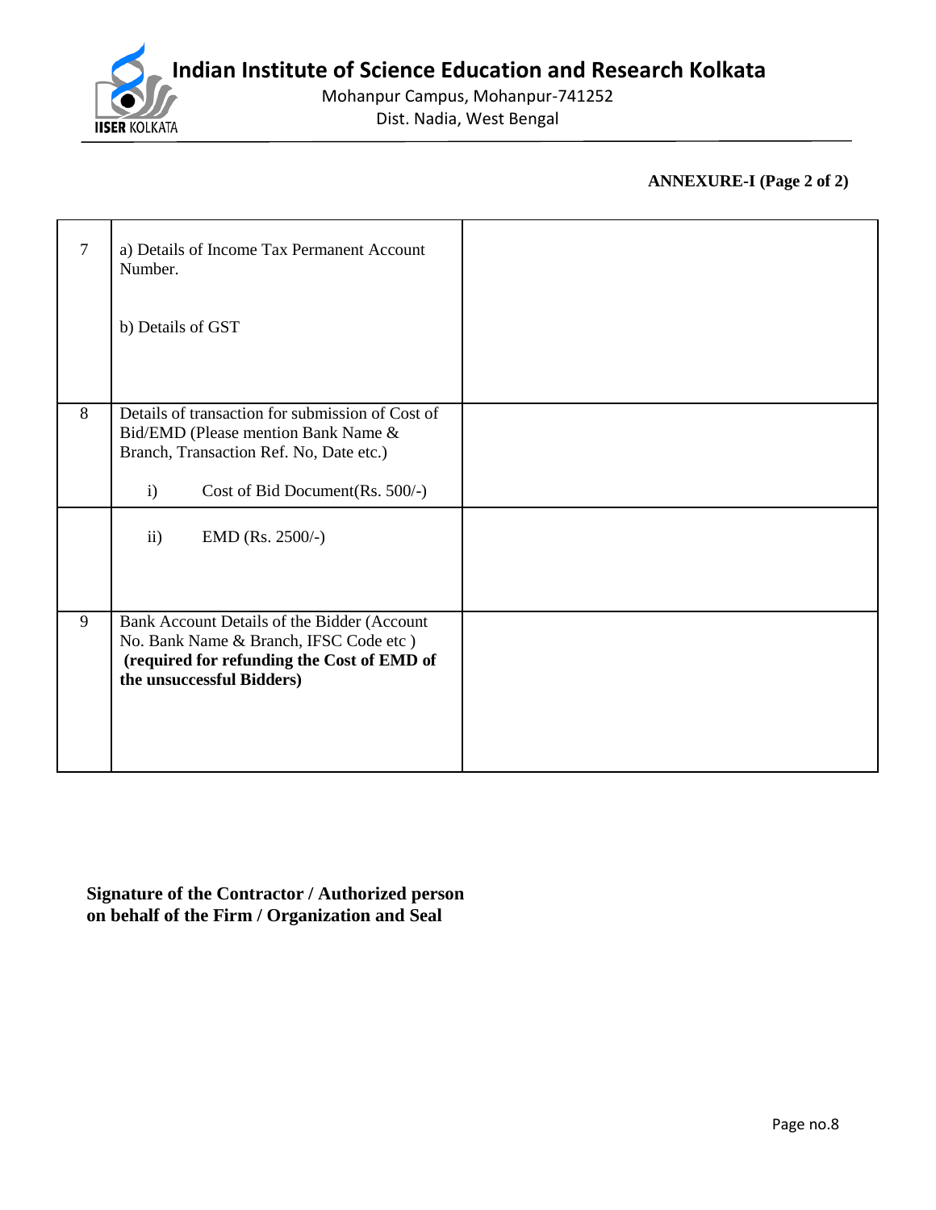**ANNEXURE-I (Page 2 of 2)**

| | | |
|---|---|---|
| 7 | a) Details of Income Tax Permanent Account Number.<br><br>b) Details of GST | |
| 8 | Details of transaction for submission of Cost of Bid/EMD (Please mention Bank Name & Branch, Transaction Ref. No, Date etc.)<br><br>i) Cost of Bid Document(Rs. 500/-) | |
| | ii) EMD (Rs. 2500/-) | |
| 9 | Bank Account Details of the Bidder (Account No. Bank Name & Branch, IFSC Code etc ) **(required for refunding the Cost of EMD of the unsuccessful Bidders)** | |

**Signature of the Contractor / Authorized person on behalf of the Firm / Organization and Seal**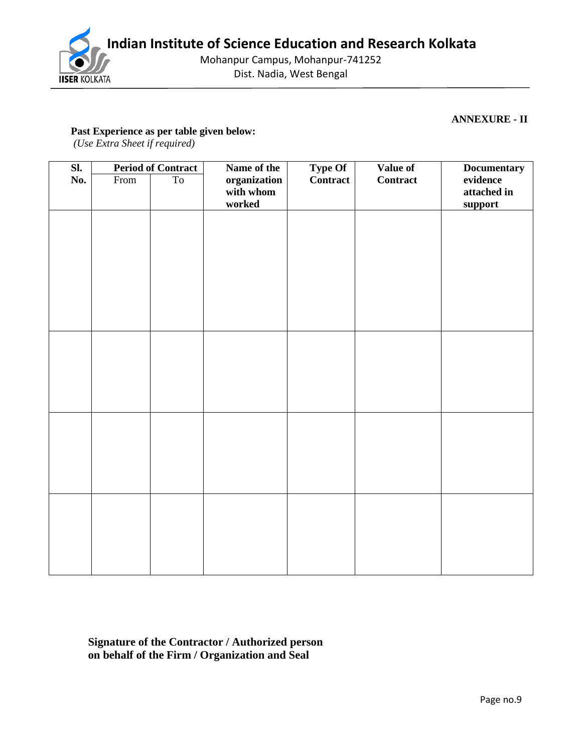Indian Institute of Science Education and Research Kolkata

Mohanpur Campus, Mohanpur-741252

Dist. Nadia, West Bengal

**ANNEXURE - II**

**Past Experience as per table given below:**

*(Use Extra Sheet if required)*

| Sl. No. | Period of Contract | | Name of the organization with whom worked | Type Of Contract | Value of Contract | Documentary evidence attached in support |
|---|---|---|---|---|---|---|
| | From | To | | | | |
| | | | | | | |
| | | | | | | |
| | | | | | | |
| | | | | | | |

**Signature of the Contractor / Authorized person on behalf of the Firm / Organization and Seal**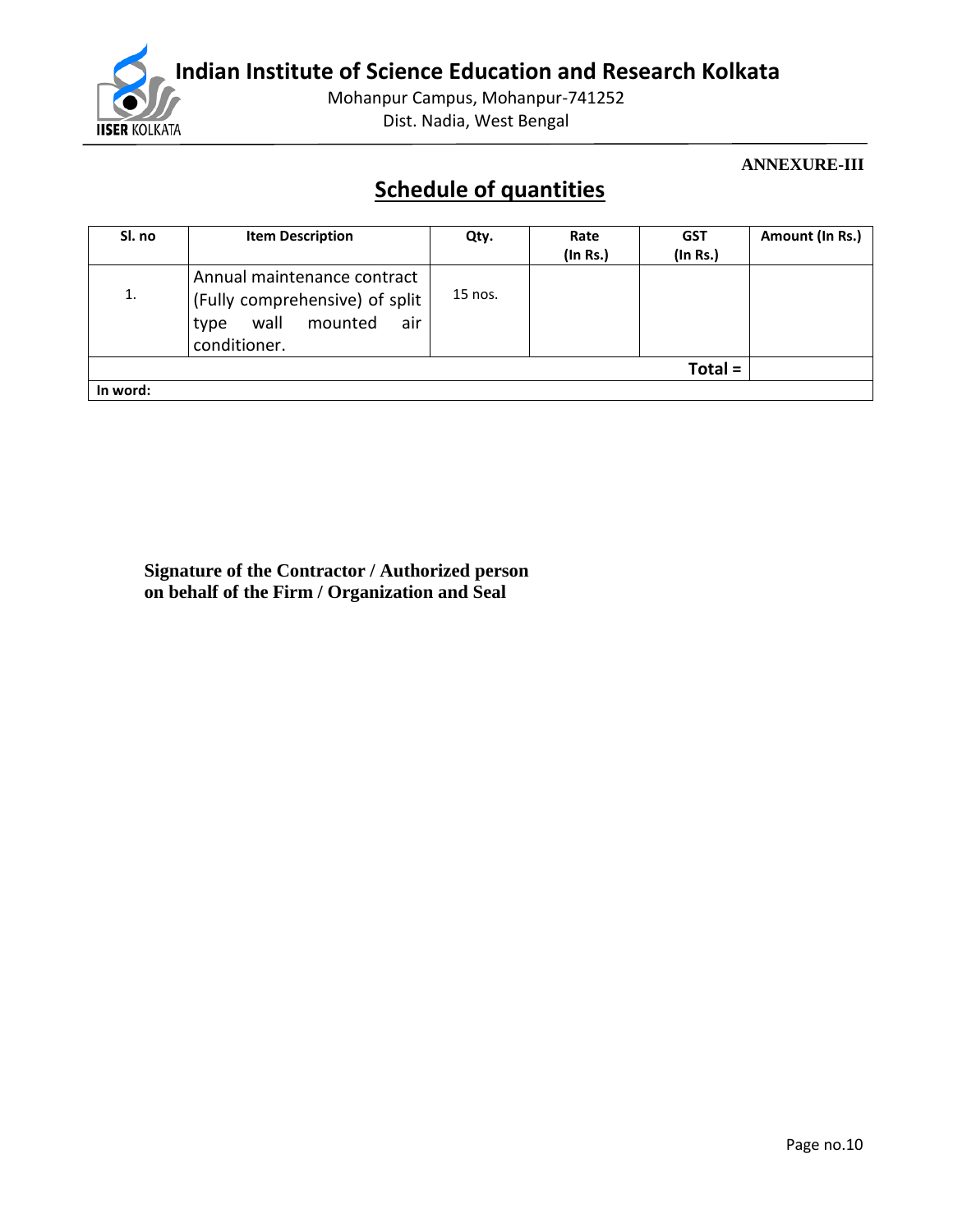# Indian Institute of Science Education and Research Kolkata

Mohanpur Campus, Mohanpur-741252

Dist. Nadia, West Bengal

**ANNEXURE-III**

## Schedule of quantities

| Sl. no | Item Description | Qty. | Rate (In Rs.) | GST (In Rs.) | Amount (In Rs.) |
|---|---|---|---|---|---|
| 1. | Annual maintenance contract (Fully comprehensive) of split type wall mounted air conditioner. | 15 nos. | | | |
| | | | | **Total =** | |
| **In word:** | | | | | |

**Signature of the Contractor / Authorized person on behalf of the Firm / Organization and Seal**